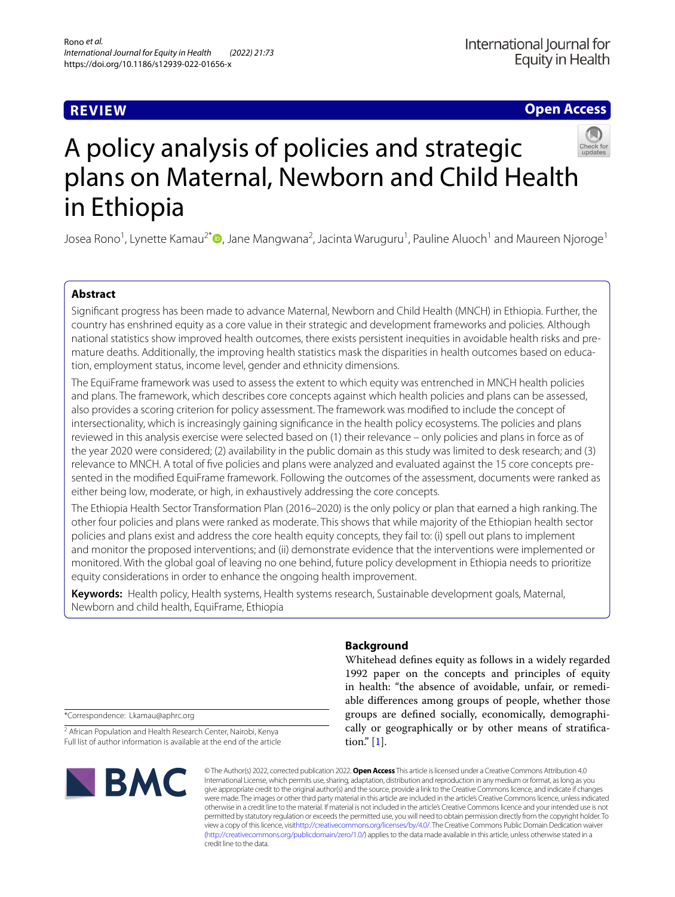**REVIEW**

**Open Access**

# A policy analysis of policies and strategic plans on Maternal, Newborn and Child Health in Ethiopia

Josea Rono[1], Lynette Kamau[2*], Jane Mangwana[2], Jacinta Waruguru[1], Pauline Aluoch[1] and Maureen Njoroge[1]

## Abstract

Significant progress has been made to advance Maternal, Newborn and Child Health (MNCH) in Ethiopia. Further, the country has enshrined equity as a core value in their strategic and development frameworks and policies. Although national statistics show improved health outcomes, there exists persistent inequities in avoidable health risks and premature deaths. Additionally, the improving health statistics mask the disparities in health outcomes based on education, employment status, income level, gender and ethnicity dimensions.

The EquiFrame framework was used to assess the extent to which equity was entrenched in MNCH health policies and plans. The framework, which describes core concepts against which health policies and plans can be assessed, also provides a scoring criterion for policy assessment. The framework was modified to include the concept of intersectionality, which is increasingly gaining significance in the health policy ecosystems. The policies and plans reviewed in this analysis exercise were selected based on (1) their relevance – only policies and plans in force as of the year 2020 were considered; (2) availability in the public domain as this study was limited to desk research; and (3) relevance to MNCH. A total of five policies and plans were analyzed and evaluated against the 15 core concepts presented in the modified EquiFrame framework. Following the outcomes of the assessment, documents were ranked as either being low, moderate, or high, in exhaustively addressing the core concepts.

The Ethiopia Health Sector Transformation Plan (2016–2020) is the only policy or plan that earned a high ranking. The other four policies and plans were ranked as moderate. This shows that while majority of the Ethiopian health sector policies and plans exist and address the core health equity concepts, they fail to: (i) spell out plans to implement and monitor the proposed interventions; and (ii) demonstrate evidence that the interventions were implemented or monitored. With the global goal of leaving no one behind, future policy development in Ethiopia needs to prioritize equity considerations in order to enhance the ongoing health improvement.

**Keywords:** Health policy, Health systems, Health systems research, Sustainable development goals, Maternal, Newborn and child health, EquiFrame, Ethiopia

## Background

Whitehead defines equity as follows in a widely regarded 1992 paper on the concepts and principles of equity in health: "the absence of avoidable, unfair, or remediable differences among groups of people, whether those groups are defined socially, economically, demographically or geographically or by other means of stratification." [1].

*Correspondence: Lkamau@aphrc.org

[2] African Population and Health Research Center, Nairobi, Kenya
Full list of author information is available at the end of the article

© The Author(s) 2022, corrected publication 2022. **Open Access** This article is licensed under a Creative Commons Attribution 4.0 International License, which permits use, sharing, adaptation, distribution and reproduction in any medium or format, as long as you give appropriate credit to the original author(s) and the source, provide a link to the Creative Commons licence, and indicate if changes were made. The images or other third party material in this article are included in the article's Creative Commons licence, unless indicated otherwise in a credit line to the material. If material is not included in the article's Creative Commons licence and your intended use is not permitted by statutory regulation or exceeds the permitted use, you will need to obtain permission directly from the copyright holder. To view a copy of this licence, visit http://creativecommons.org/licenses/by/4.0/. The Creative Commons Public Domain Dedication waiver (http://creativecommons.org/publicdomain/zero/1.0/) applies to the data made available in this article, unless otherwise stated in a credit line to the data.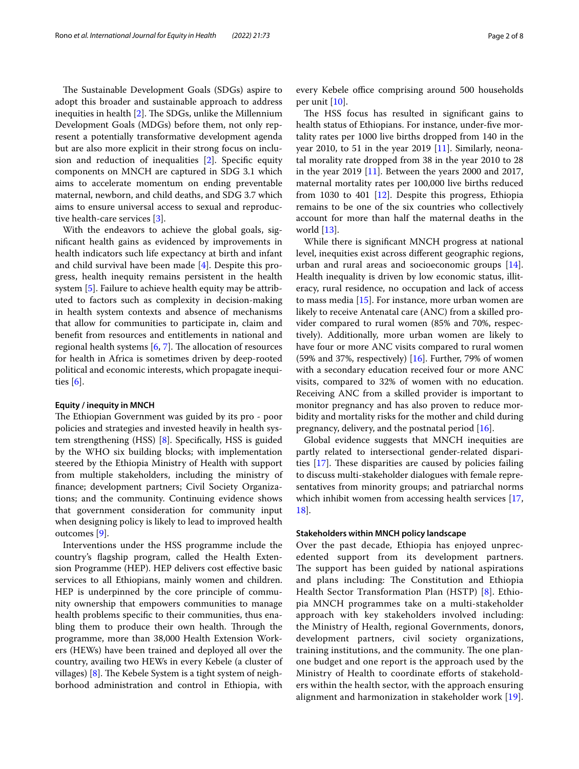The Sustainable Development Goals (SDGs) aspire to adopt this broader and sustainable approach to address inequities in health [2]. The SDGs, unlike the Millennium Development Goals (MDGs) before them, not only represent a potentially transformative development agenda but are also more explicit in their strong focus on inclusion and reduction of inequalities [2]. Specific equity components on MNCH are captured in SDG 3.1 which aims to accelerate momentum on ending preventable maternal, newborn, and child deaths, and SDG 3.7 which aims to ensure universal access to sexual and reproductive health-care services [3].

With the endeavors to achieve the global goals, significant health gains as evidenced by improvements in health indicators such life expectancy at birth and infant and child survival have been made [4]. Despite this progress, health inequity remains persistent in the health system [5]. Failure to achieve health equity may be attributed to factors such as complexity in decision-making in health system contexts and absence of mechanisms that allow for communities to participate in, claim and benefit from resources and entitlements in national and regional health systems [6, 7]. The allocation of resources for health in Africa is sometimes driven by deep-rooted political and economic interests, which propagate inequities [6].

#### Equity / inequity in MNCH

The Ethiopian Government was guided by its pro - poor policies and strategies and invested heavily in health system strengthening (HSS) [8]. Specifically, HSS is guided by the WHO six building blocks; with implementation steered by the Ethiopia Ministry of Health with support from multiple stakeholders, including the ministry of finance; development partners; Civil Society Organizations; and the community. Continuing evidence shows that government consideration for community input when designing policy is likely to lead to improved health outcomes [9].

Interventions under the HSS programme include the country's flagship program, called the Health Extension Programme (HEP). HEP delivers cost effective basic services to all Ethiopians, mainly women and children. HEP is underpinned by the core principle of community ownership that empowers communities to manage health problems specific to their communities, thus enabling them to produce their own health. Through the programme, more than 38,000 Health Extension Workers (HEWs) have been trained and deployed all over the country, availing two HEWs in every Kebele (a cluster of villages) [8]. The Kebele System is a tight system of neighborhood administration and control in Ethiopia, with every Kebele office comprising around 500 households per unit [10].

The HSS focus has resulted in significant gains to health status of Ethiopians. For instance, under-five mortality rates per 1000 live births dropped from 140 in the year 2010, to 51 in the year 2019 [11]. Similarly, neonatal morality rate dropped from 38 in the year 2010 to 28 in the year 2019 [11]. Between the years 2000 and 2017, maternal mortality rates per 100,000 live births reduced from 1030 to 401 [12]. Despite this progress, Ethiopia remains to be one of the six countries who collectively account for more than half the maternal deaths in the world [13].

While there is significant MNCH progress at national level, inequities exist across different geographic regions, urban and rural areas and socioeconomic groups [14]. Health inequality is driven by low economic status, illiteracy, rural residence, no occupation and lack of access to mass media [15]. For instance, more urban women are likely to receive Antenatal care (ANC) from a skilled provider compared to rural women (85% and 70%, respectively). Additionally, more urban women are likely to have four or more ANC visits compared to rural women (59% and 37%, respectively) [16]. Further, 79% of women with a secondary education received four or more ANC visits, compared to 32% of women with no education. Receiving ANC from a skilled provider is important to monitor pregnancy and has also proven to reduce morbidity and mortality risks for the mother and child during pregnancy, delivery, and the postnatal period [16].

Global evidence suggests that MNCH inequities are partly related to intersectional gender-related disparities [17]. These disparities are caused by policies failing to discuss multi-stakeholder dialogues with female representatives from minority groups; and patriarchal norms which inhibit women from accessing health services [17, 18].

#### Stakeholders within MNCH policy landscape

Over the past decade, Ethiopia has enjoyed unprecedented support from its development partners. The support has been guided by national aspirations and plans including: The Constitution and Ethiopia Health Sector Transformation Plan (HSTP) [8]. Ethiopia MNCH programmes take on a multi-stakeholder approach with key stakeholders involved including: the Ministry of Health, regional Governments, donors, development partners, civil society organizations, training institutions, and the community. The one plan-one budget and one report is the approach used by the Ministry of Health to coordinate efforts of stakeholders within the health sector, with the approach ensuring alignment and harmonization in stakeholder work [19].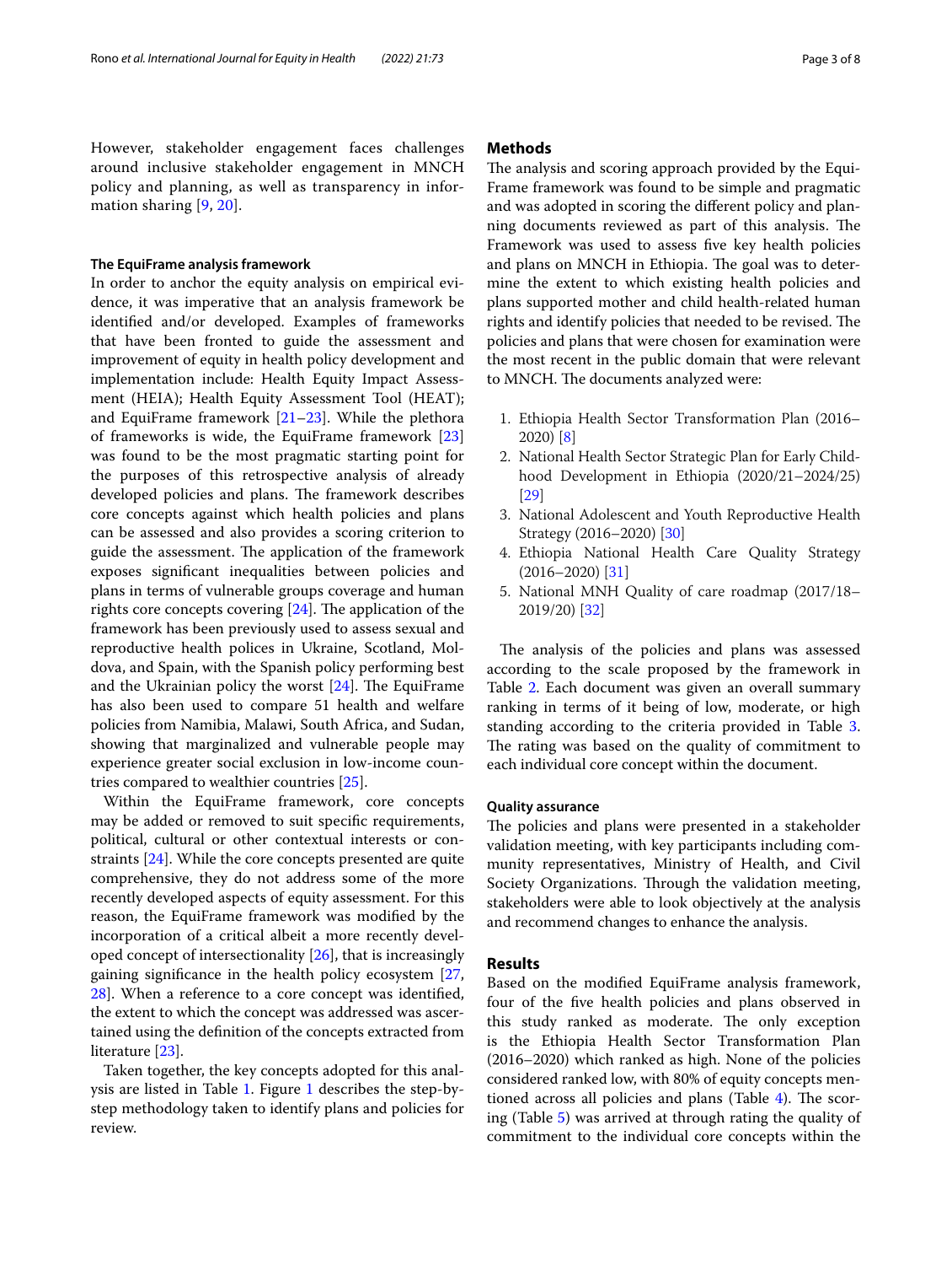However, stakeholder engagement faces challenges around inclusive stakeholder engagement in MNCH policy and planning, as well as transparency in information sharing [9, 20].

### The EquiFrame analysis framework

In order to anchor the equity analysis on empirical evidence, it was imperative that an analysis framework be identified and/or developed. Examples of frameworks that have been fronted to guide the assessment and improvement of equity in health policy development and implementation include: Health Equity Impact Assessment (HEIA); Health Equity Assessment Tool (HEAT); and EquiFrame framework [21–23]. While the plethora of frameworks is wide, the EquiFrame framework [23] was found to be the most pragmatic starting point for the purposes of this retrospective analysis of already developed policies and plans. The framework describes core concepts against which health policies and plans can be assessed and also provides a scoring criterion to guide the assessment. The application of the framework exposes significant inequalities between policies and plans in terms of vulnerable groups coverage and human rights core concepts covering [24]. The application of the framework has been previously used to assess sexual and reproductive health polices in Ukraine, Scotland, Moldova, and Spain, with the Spanish policy performing best and the Ukrainian policy the worst [24]. The EquiFrame has also been used to compare 51 health and welfare policies from Namibia, Malawi, South Africa, and Sudan, showing that marginalized and vulnerable people may experience greater social exclusion in low-income countries compared to wealthier countries [25].

Within the EquiFrame framework, core concepts may be added or removed to suit specific requirements, political, cultural or other contextual interests or constraints [24]. While the core concepts presented are quite comprehensive, they do not address some of the more recently developed aspects of equity assessment. For this reason, the EquiFrame framework was modified by the incorporation of a critical albeit a more recently developed concept of intersectionality [26], that is increasingly gaining significance in the health policy ecosystem [27, 28]. When a reference to a core concept was identified, the extent to which the concept was addressed was ascertained using the definition of the concepts extracted from literature [23].

Taken together, the key concepts adopted for this analysis are listed in Table 1. Figure 1 describes the step-by-step methodology taken to identify plans and policies for review.

## Methods

The analysis and scoring approach provided by the EquiFrame framework was found to be simple and pragmatic and was adopted in scoring the different policy and planning documents reviewed as part of this analysis. The Framework was used to assess five key health policies and plans on MNCH in Ethiopia. The goal was to determine the extent to which existing health policies and plans supported mother and child health-related human rights and identify policies that needed to be revised. The policies and plans that were chosen for examination were the most recent in the public domain that were relevant to MNCH. The documents analyzed were:

1. Ethiopia Health Sector Transformation Plan (2016–2020) [8]
2. National Health Sector Strategic Plan for Early Childhood Development in Ethiopia (2020/21–2024/25) [29]
3. National Adolescent and Youth Reproductive Health Strategy (2016–2020) [30]
4. Ethiopia National Health Care Quality Strategy (2016–2020) [31]
5. National MNH Quality of care roadmap (2017/18–2019/20) [32]

The analysis of the policies and plans was assessed according to the scale proposed by the framework in Table 2. Each document was given an overall summary ranking in terms of it being of low, moderate, or high standing according to the criteria provided in Table 3. The rating was based on the quality of commitment to each individual core concept within the document.

### Quality assurance

The policies and plans were presented in a stakeholder validation meeting, with key participants including community representatives, Ministry of Health, and Civil Society Organizations. Through the validation meeting, stakeholders were able to look objectively at the analysis and recommend changes to enhance the analysis.

## Results

Based on the modified EquiFrame analysis framework, four of the five health policies and plans observed in this study ranked as moderate. The only exception is the Ethiopia Health Sector Transformation Plan (2016–2020) which ranked as high. None of the policies considered ranked low, with 80% of equity concepts mentioned across all policies and plans (Table 4). The scoring (Table 5) was arrived at through rating the quality of commitment to the individual core concepts within the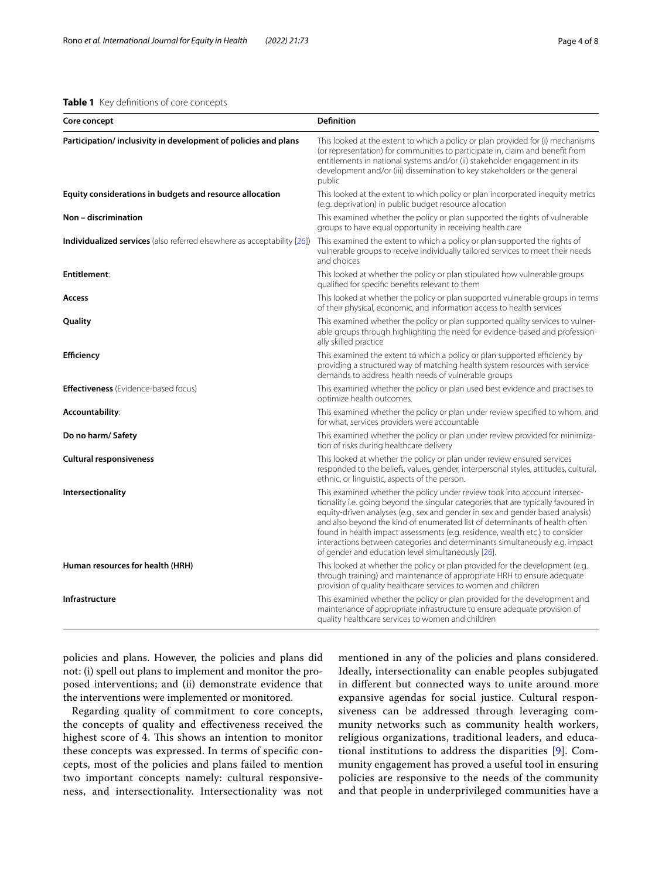**Table 1** Key definitions of core concepts

| Core concept | Definition |
|---|---|
| **Participation/ inclusivity in development of policies and plans** | This looked at the extent to which a policy or plan provided for (i) mechanisms (or representation) for communities to participate in, claim and benefit from entitlements in national systems and/or (ii) stakeholder engagement in its development and/or (iii) dissemination to key stakeholders or the general public |
| **Equity considerations in budgets and resource allocation** | This looked at the extent to which policy or plan incorporated inequity metrics (e.g. deprivation) in public budget resource allocation |
| **Non – discrimination** | This examined whether the policy or plan supported the rights of vulnerable groups to have equal opportunity in receiving health care |
| **Individualized services** (also referred elsewhere as acceptability [26]) | This examined the extent to which a policy or plan supported the rights of vulnerable groups to receive individually tailored services to meet their needs and choices |
| **Entitlement**: | This looked at whether the policy or plan stipulated how vulnerable groups qualified for specific benefits relevant to them |
| **Access** | This looked at whether the policy or plan supported vulnerable groups in terms of their physical, economic, and information access to health services |
| **Quality** | This examined whether the policy or plan supported quality services to vulnerable groups through highlighting the need for evidence-based and professionally skilled practice |
| **Efficiency** | This examined the extent to which a policy or plan supported efficiency by providing a structured way of matching health system resources with service demands to address health needs of vulnerable groups |
| **Effectiveness** (Evidence-based focus) | This examined whether the policy or plan used best evidence and practises to optimize health outcomes. |
| **Accountability**: | This examined whether the policy or plan under review specified to whom, and for what, services providers were accountable |
| **Do no harm/ Safety** | This examined whether the policy or plan under review provided for minimization of risks during healthcare delivery |
| **Cultural responsiveness** | This looked at whether the policy or plan under review ensured services responded to the beliefs, values, gender, interpersonal styles, attitudes, cultural, ethnic, or linguistic, aspects of the person. |
| **Intersectionality** | This examined whether the policy under review took into account intersectionality i.e. going beyond the singular categories that are typically favoured in equity-driven analyses (e.g., sex and gender in sex and gender based analysis) and also beyond the kind of enumerated list of determinants of health often found in health impact assessments (e.g. residence, wealth etc.) to consider interactions between categories and determinants simultaneously e.g. impact of gender and education level simultaneously [26]. |
| **Human resources for health (HRH)** | This looked at whether the policy or plan provided for the development (e.g. through training) and maintenance of appropriate HRH to ensure adequate provision of quality healthcare services to women and children |
| **Infrastructure** | This examined whether the policy or plan provided for the development and maintenance of appropriate infrastructure to ensure adequate provision of quality healthcare services to women and children |

policies and plans. However, the policies and plans did not: (i) spell out plans to implement and monitor the proposed interventions; and (ii) demonstrate evidence that the interventions were implemented or monitored.

Regarding quality of commitment to core concepts, the concepts of quality and effectiveness received the highest score of 4. This shows an intention to monitor these concepts was expressed. In terms of specific concepts, most of the policies and plans failed to mention two important concepts namely: cultural responsiveness, and intersectionality. Intersectionality was not mentioned in any of the policies and plans considered. Ideally, intersectionality can enable peoples subjugated in different but connected ways to unite around more expansive agendas for social justice. Cultural responsiveness can be addressed through leveraging community networks such as community health workers, religious organizations, traditional leaders, and educational institutions to address the disparities [9]. Community engagement has proved a useful tool in ensuring policies are responsive to the needs of the community and that people in underprivileged communities have a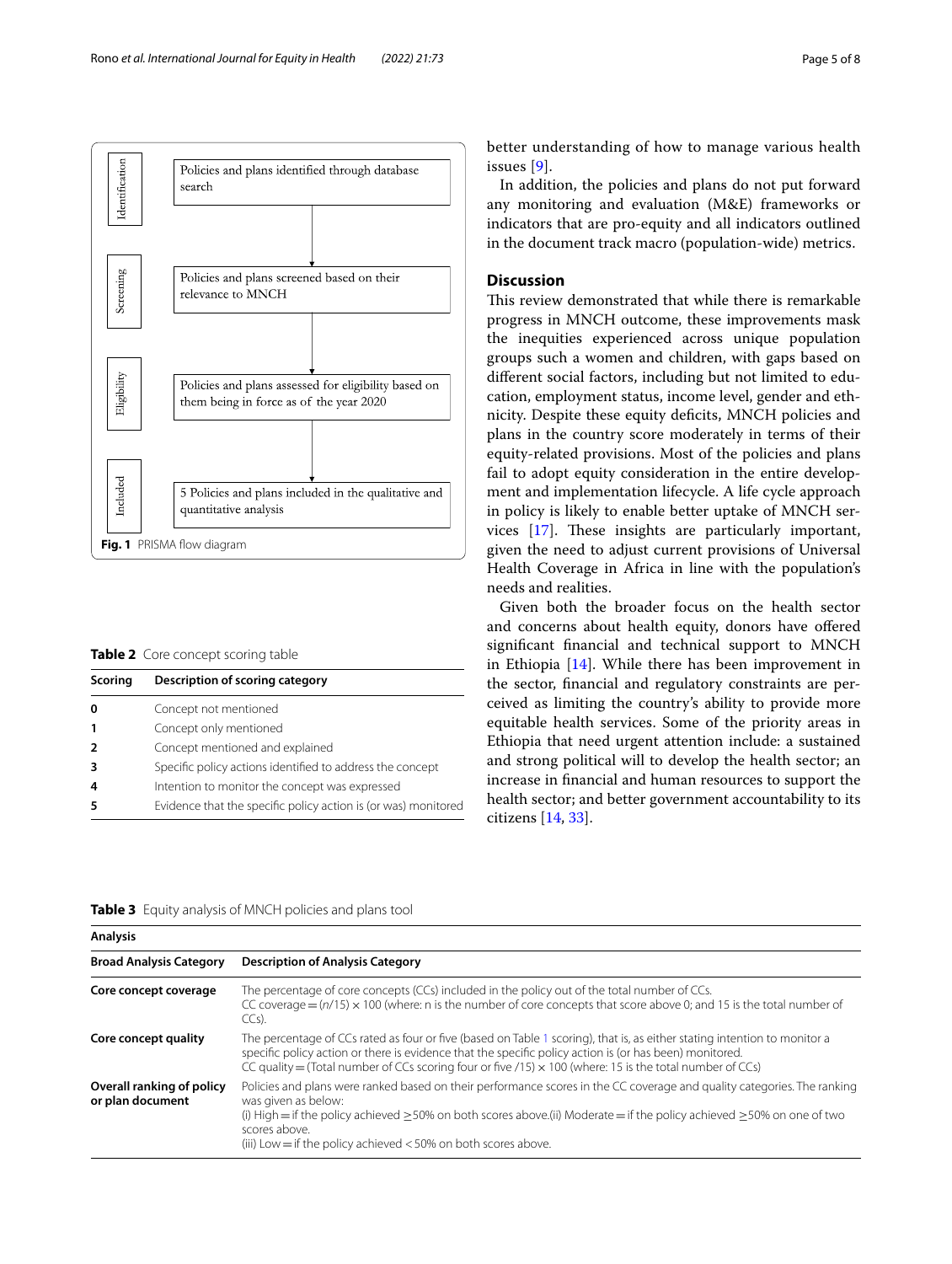Identification

Policies and plans identified through database search

Screening

Policies and plans screened based on their relevance to MNCH

Eligibility

Policies and plans assessed for eligibility based on them being in force as of the year 2020

Included

5 Policies and plans included in the qualitative and quantitative analysis

**Fig. 1** PRISMA flow diagram

**Table 2** Core concept scoring table

| Scoring | Description of scoring category |
|---|---|
| 0 | Concept not mentioned |
| 1 | Concept only mentioned |
| 2 | Concept mentioned and explained |
| 3 | Specific policy actions identified to address the concept |
| 4 | Intention to monitor the concept was expressed |
| 5 | Evidence that the specific policy action is (or was) monitored |

better understanding of how to manage various health issues [9].

In addition, the policies and plans do not put forward any monitoring and evaluation (M&E) frameworks or indicators that are pro-equity and all indicators outlined in the document track macro (population-wide) metrics.

## Discussion

This review demonstrated that while there is remarkable progress in MNCH outcome, these improvements mask the inequities experienced across unique population groups such a women and children, with gaps based on different social factors, including but not limited to education, employment status, income level, gender and ethnicity. Despite these equity deficits, MNCH policies and plans in the country score moderately in terms of their equity-related provisions. Most of the policies and plans fail to adopt equity consideration in the entire development and implementation lifecycle. A life cycle approach in policy is likely to enable better uptake of MNCH services [17]. These insights are particularly important, given the need to adjust current provisions of Universal Health Coverage in Africa in line with the population's needs and realities.

Given both the broader focus on the health sector and concerns about health equity, donors have offered significant financial and technical support to MNCH in Ethiopia [14]. While there has been improvement in the sector, financial and regulatory constraints are perceived as limiting the country's ability to provide more equitable health services. Some of the priority areas in Ethiopia that need urgent attention include: a sustained and strong political will to develop the health sector; an increase in financial and human resources to support the health sector; and better government accountability to its citizens [14, 33].

**Table 3** Equity analysis of MNCH policies and plans tool

| Analysis | |
|---|---|
| **Broad Analysis Category** | **Description of Analysis Category** |
| **Core concept coverage** | The percentage of core concepts (CCs) included in the policy out of the total number of CCs.<br>CC coverage = $(n/15) \times 100$ (where: n is the number of core concepts that score above 0; and 15 is the total number of CCs). |
| **Core concept quality** | The percentage of CCs rated as four or five (based on Table 1 scoring), that is, as either stating intention to monitor a specific policy action or there is evidence that the specific policy action is (or has been) monitored.<br>CC quality = (Total number of CCs scoring four or five $/15) \times 100$ (where: 15 is the total number of CCs) |
| **Overall ranking of policy or plan document** | Policies and plans were ranked based on their performance scores in the CC coverage and quality categories. The ranking was given as below:<br>(i) High = if the policy achieved ≥50% on both scores above.(ii) Moderate = if the policy achieved ≥50% on one of two scores above.<br>(iii) Low = if the policy achieved <50% on both scores above. |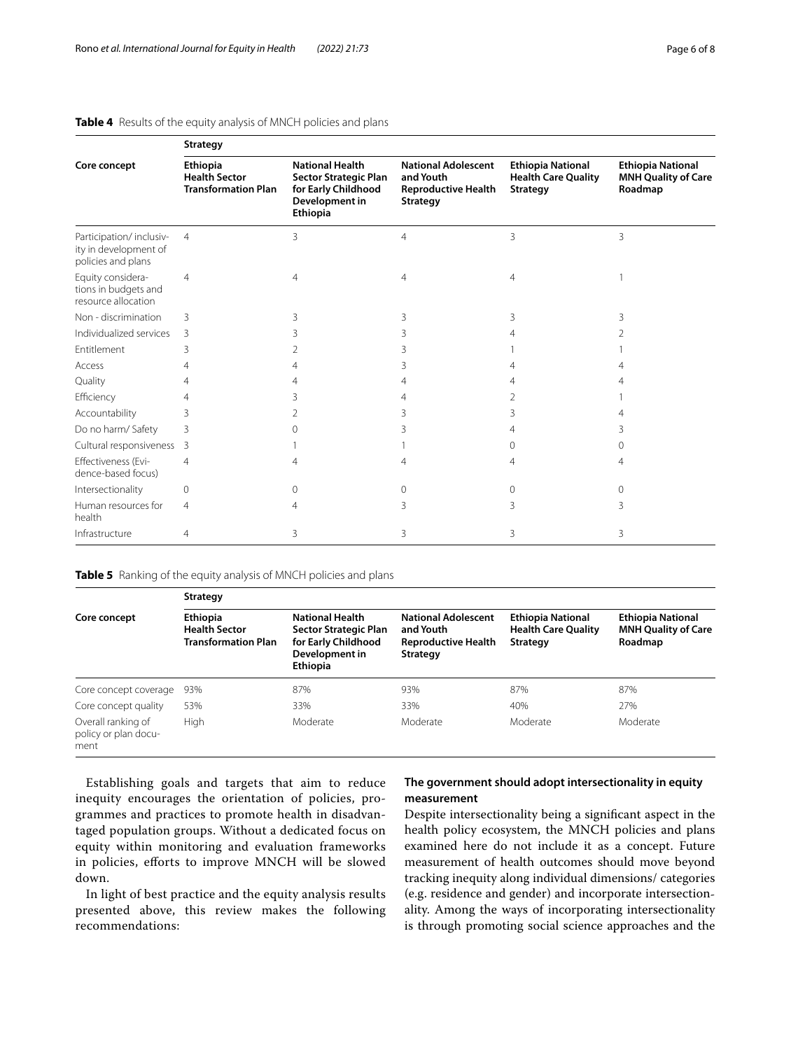**Table 4** Results of the equity analysis of MNCH policies and plans

| Core concept | Strategy | | | | |
|---|---|---|---|---|---|
| | **Ethiopia Health Sector Transformation Plan** | **National Health Sector Strategic Plan for Early Childhood Development in Ethiopia** | **National Adolescent and Youth Reproductive Health Strategy** | **Ethiopia National Health Care Quality Strategy** | **Ethiopia National MNH Quality of Care Roadmap** |
| Participation/ inclusivity in development of policies and plans | 4 | 3 | 4 | 3 | 3 |
| Equity considerations in budgets and resource allocation | 4 | 4 | 4 | 4 | 1 |
| Non - discrimination | 3 | 3 | 3 | 3 | 3 |
| Individualized services | 3 | 3 | 3 | 4 | 2 |
| Entitlement | 3 | 2 | 3 | 1 | 1 |
| Access | 4 | 4 | 3 | 4 | 4 |
| Quality | 4 | 4 | 4 | 4 | 4 |
| Efficiency | 4 | 3 | 4 | 2 | 1 |
| Accountability | 3 | 2 | 3 | 3 | 4 |
| Do no harm/ Safety | 3 | 0 | 3 | 4 | 3 |
| Cultural responsiveness | 3 | 1 | 1 | 0 | 0 |
| Effectiveness (Evidence-based focus) | 4 | 4 | 4 | 4 | 4 |
| Intersectionality | 0 | 0 | 0 | 0 | 0 |
| Human resources for health | 4 | 4 | 3 | 3 | 3 |
| Infrastructure | 4 | 3 | 3 | 3 | 3 |

**Table 5** Ranking of the equity analysis of MNCH policies and plans

| Core concept | Strategy | | | | |
|---|---|---|---|---|---|
| | **Ethiopia Health Sector Transformation Plan** | **National Health Sector Strategic Plan for Early Childhood Development in Ethiopia** | **National Adolescent and Youth Reproductive Health Strategy** | **Ethiopia National Health Care Quality Strategy** | **Ethiopia National MNH Quality of Care Roadmap** |
| Core concept coverage | 93% | 87% | 93% | 87% | 87% |
| Core concept quality | 53% | 33% | 33% | 40% | 27% |
| Overall ranking of policy or plan document | High | Moderate | Moderate | Moderate | Moderate |

Establishing goals and targets that aim to reduce inequity encourages the orientation of policies, programmes and practices to promote health in disadvantaged population groups. Without a dedicated focus on equity within monitoring and evaluation frameworks in policies, efforts to improve MNCH will be slowed down.

In light of best practice and the equity analysis results presented above, this review makes the following recommendations:

### The government should adopt intersectionality in equity measurement

Despite intersectionality being a significant aspect in the health policy ecosystem, the MNCH policies and plans examined here do not include it as a concept. Future measurement of health outcomes should move beyond tracking inequity along individual dimensions/ categories (e.g. residence and gender) and incorporate intersectionality. Among the ways of incorporating intersectionality is through promoting social science approaches and the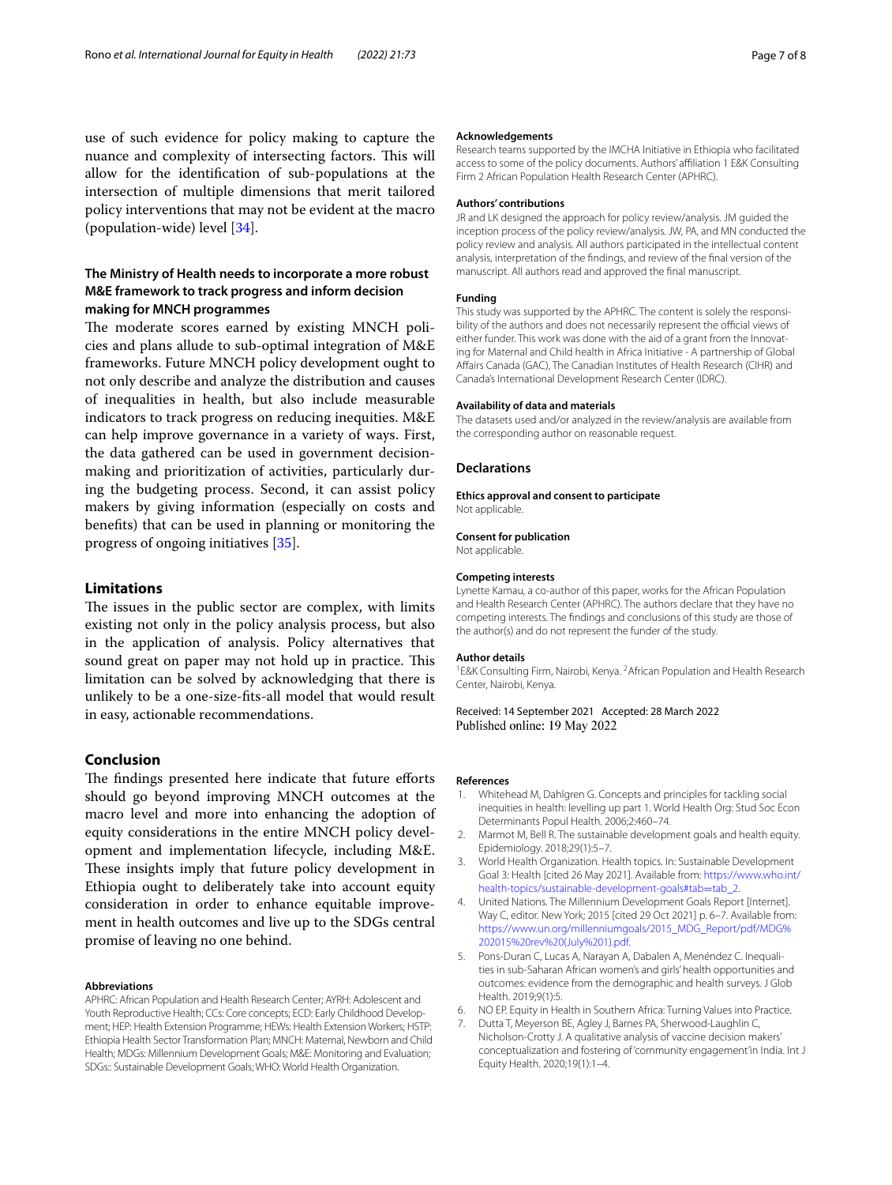use of such evidence for policy making to capture the nuance and complexity of intersecting factors. This will allow for the identification of sub-populations at the intersection of multiple dimensions that merit tailored policy interventions that may not be evident at the macro (population-wide) level [34].

### The Ministry of Health needs to incorporate a more robust M&E framework to track progress and inform decision making for MNCH programmes

The moderate scores earned by existing MNCH policies and plans allude to sub-optimal integration of M&E frameworks. Future MNCH policy development ought to not only describe and analyze the distribution and causes of inequalities in health, but also include measurable indicators to track progress on reducing inequities. M&E can help improve governance in a variety of ways. First, the data gathered can be used in government decision-making and prioritization of activities, particularly during the budgeting process. Second, it can assist policy makers by giving information (especially on costs and benefits) that can be used in planning or monitoring the progress of ongoing initiatives [35].

## Limitations

The issues in the public sector are complex, with limits existing not only in the policy analysis process, but also in the application of analysis. Policy alternatives that sound great on paper may not hold up in practice. This limitation can be solved by acknowledging that there is unlikely to be a one-size-fits-all model that would result in easy, actionable recommendations.

## Conclusion

The findings presented here indicate that future efforts should go beyond improving MNCH outcomes at the macro level and more into enhancing the adoption of equity considerations in the entire MNCH policy development and implementation lifecycle, including M&E. These insights imply that future policy development in Ethiopia ought to deliberately take into account equity consideration in order to enhance equitable improvement in health outcomes and live up to the SDGs central promise of leaving no one behind.

#### Abbreviations

APHRC: African Population and Health Research Center; AYRH: Adolescent and Youth Reproductive Health; CCs: Core concepts; ECD: Early Childhood Development; HEP: Health Extension Programme; HEWs: Health Extension Workers; HSTP: Ethiopia Health Sector Transformation Plan; MNCH: Maternal, Newborn and Child Health; MDGs: Millennium Development Goals; M&E: Monitoring and Evaluation; SDGs:: Sustainable Development Goals; WHO: World Health Organization.

#### Acknowledgements

Research teams supported by the IMCHA Initiative in Ethiopia who facilitated access to some of the policy documents. Authors' affiliation 1 E&K Consulting Firm 2 African Population Health Research Center (APHRC).

#### Authors' contributions

JR and LK designed the approach for policy review/analysis. JM guided the inception process of the policy review/analysis. JW, PA, and MN conducted the policy review and analysis. All authors participated in the intellectual content analysis, interpretation of the findings, and review of the final version of the manuscript. All authors read and approved the final manuscript.

#### Funding

This study was supported by the APHRC. The content is solely the responsibility of the authors and does not necessarily represent the official views of either funder. This work was done with the aid of a grant from the Innovating for Maternal and Child health in Africa Initiative - A partnership of Global Affairs Canada (GAC), The Canadian Institutes of Health Research (CIHR) and Canada's International Development Research Center (IDRC).

#### Availability of data and materials

The datasets used and/or analyzed in the review/analysis are available from the corresponding author on reasonable request.

## Declarations

#### Ethics approval and consent to participate

Not applicable.

#### Consent for publication

Not applicable.

#### Competing interests

Lynette Kamau, a co-author of this paper, works for the African Population and Health Research Center (APHRC). The authors declare that they have no competing interests. The findings and conclusions of this study are those of the author(s) and do not represent the funder of the study.

#### Author details

[1]E&K Consulting Firm, Nairobi, Kenya. [2]African Population and Health Research Center, Nairobi, Kenya.

Received: 14 September 2021 Accepted: 28 March 2022
Published online: 19 May 2022

#### References

1. Whitehead M, Dahlgren G. Concepts and principles for tackling social inequities in health: levelling up part 1. World Health Org: Stud Soc Econ Determinants Popul Health. 2006;2:460–74.
2. Marmot M, Bell R. The sustainable development goals and health equity. Epidemiology. 2018;29(1):5–7.
3. World Health Organization. Health topics. In: Sustainable Development Goal 3: Health [cited 26 May 2021]. Available from: https://www.who.int/health-topics/sustainable-development-goals#tab=tab_2.
4. United Nations. The Millennium Development Goals Report [Internet]. Way C, editor. New York; 2015 [cited 29 Oct 2021] p. 6–7. Available from: https://www.un.org/millenniumgoals/2015_MDG_Report/pdf/MDG%202015%20rev%20(July%201).pdf.
5. Pons-Duran C, Lucas A, Narayan A, Dabalen A, Menéndez C. Inequalities in sub-Saharan African women's and girls' health opportunities and outcomes: evidence from the demographic and health surveys. J Glob Health. 2019;9(1):5.
6. NO EP. Equity in Health in Southern Africa: Turning Values into Practice.
7. Dutta T, Meyerson BE, Agley J, Barnes PA, Sherwood-Laughlin C, Nicholson-Crotty J. A qualitative analysis of vaccine decision makers' conceptualization and fostering of 'community engagement'in India. Int J Equity Health. 2020;19(1):1–4.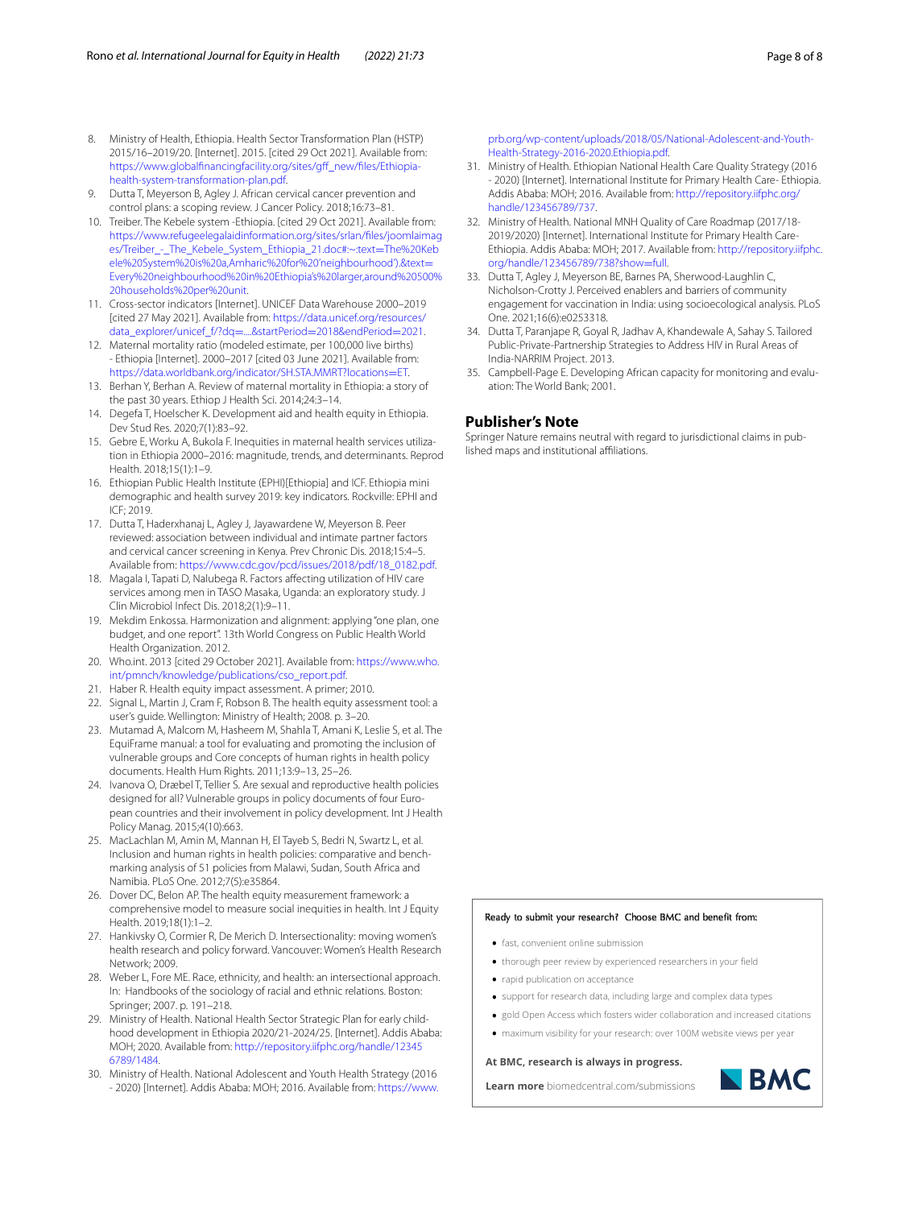8. Ministry of Health, Ethiopia. Health Sector Transformation Plan (HSTP) 2015/16–2019/20. [Internet]. 2015. [cited 29 Oct 2021]. Available from: https://www.globalfinancingfacility.org/sites/gff_new/files/Ethiopia-health-system-transformation-plan.pdf.
9. Dutta T, Meyerson B, Agley J. African cervical cancer prevention and control plans: a scoping review. J Cancer Policy. 2018;16:73–81.
10. Treiber. The Kebele system -Ethiopia. [cited 29 Oct 2021]. Available from: https://www.refugeelegalaidinformation.org/sites/srlan/files/joomlaimages/Treiber_-_The_Kebele_System_Ethiopia_21.doc#:~:text=The%20Kebele%20System%20is%20a,Amharic%20for%20'neighbourhood').&text=Every%20neighbourhood%20in%20Ethiopia's%20larger,around%20500%20households%20per%20unit.
11. Cross-sector indicators [Internet]. UNICEF Data Warehouse 2000–2019 [cited 27 May 2021]. Available from: https://data.unicef.org/resources/data_explorer/unicef_f/?dq=....&startPeriod=2018&endPeriod=2021.
12. Maternal mortality ratio (modeled estimate, per 100,000 live births) - Ethiopia [Internet]. 2000–2017 [cited 03 June 2021]. Available from: https://data.worldbank.org/indicator/SH.STA.MMRT?locations=ET.
13. Berhan Y, Berhan A. Review of maternal mortality in Ethiopia: a story of the past 30 years. Ethiop J Health Sci. 2014;24:3–14.
14. Degefa T, Hoelscher K. Development aid and health equity in Ethiopia. Dev Stud Res. 2020;7(1):83–92.
15. Gebre E, Worku A, Bukola F. Inequities in maternal health services utilization in Ethiopia 2000–2016: magnitude, trends, and determinants. Reprod Health. 2018;15(1):1–9.
16. Ethiopian Public Health Institute (EPHI)[Ethiopia] and ICF. Ethiopia mini demographic and health survey 2019: key indicators. Rockville: EPHI and ICF; 2019.
17. Dutta T, Haderxhanaj L, Agley J, Jayawardene W, Meyerson B. Peer reviewed: association between individual and intimate partner factors and cervical cancer screening in Kenya. Prev Chronic Dis. 2018;15:4–5. Available from: https://www.cdc.gov/pcd/issues/2018/pdf/18_0182.pdf.
18. Magala I, Tapati D, Nalubega R. Factors affecting utilization of HIV care services among men in TASO Masaka, Uganda: an exploratory study. J Clin Microbiol Infect Dis. 2018;2(1):9–11.
19. Mekdim Enkossa. Harmonization and alignment: applying "one plan, one budget, and one report". 13th World Congress on Public Health World Health Organization. 2012.
20. Who.int. 2013 [cited 29 October 2021]. Available from: https://www.who.int/pmnch/knowledge/publications/cso_report.pdf.
21. Haber R. Health equity impact assessment. A primer; 2010.
22. Signal L, Martin J, Cram F, Robson B. The health equity assessment tool: a user's guide. Wellington: Ministry of Health; 2008. p. 3–20.
23. Mutamad A, Malcom M, Hasheem M, Shahla T, Amani K, Leslie S, et al. The EquiFrame manual: a tool for evaluating and promoting the inclusion of vulnerable groups and Core concepts of human rights in health policy documents. Health Hum Rights. 2011;13:9–13, 25–26.
24. Ivanova O, Dræbel T, Tellier S. Are sexual and reproductive health policies designed for all? Vulnerable groups in policy documents of four European countries and their involvement in policy development. Int J Health Policy Manag. 2015;4(10):663.
25. MacLachlan M, Amin M, Mannan H, El Tayeb S, Bedri N, Swartz L, et al. Inclusion and human rights in health policies: comparative and benchmarking analysis of 51 policies from Malawi, Sudan, South Africa and Namibia. PLoS One. 2012;7(5):e35864.
26. Dover DC, Belon AP. The health equity measurement framework: a comprehensive model to measure social inequities in health. Int J Equity Health. 2019;18(1):1–2.
27. Hankivsky O, Cormier R, De Merich D. Intersectionality: moving women's health research and policy forward. Vancouver: Women's Health Research Network; 2009.
28. Weber L, Fore ME. Race, ethnicity, and health: an intersectional approach. In: Handbooks of the sociology of racial and ethnic relations. Boston: Springer; 2007. p. 191–218.
29. Ministry of Health. National Health Sector Strategic Plan for early childhood development in Ethiopia 2020/21-2024/25. [Internet]. Addis Ababa: MOH; 2020. Available from: http://repository.iifphc.org/handle/123456789/1484.
30. Ministry of Health. National Adolescent and Youth Health Strategy (2016 - 2020) [Internet]. Addis Ababa: MOH; 2016. Available from: https://www.prb.org/wp-content/uploads/2018/05/National-Adolescent-and-Youth-Health-Strategy-2016-2020.Ethiopia.pdf.
31. Ministry of Health. Ethiopian National Health Care Quality Strategy (2016 - 2020) [Internet]. International Institute for Primary Health Care- Ethiopia. Addis Ababa: MOH; 2016. Available from: http://repository.iifphc.org/handle/123456789/737.
32. Ministry of Health. National MNH Quality of Care Roadmap (2017/18-2019/2020) [Internet]. International Institute for Primary Health Care-Ethiopia. Addis Ababa: MOH; 2017. Available from: http://repository.iifphc.org/handle/123456789/738?show=full.
33. Dutta T, Agley J, Meyerson BE, Barnes PA, Sherwood-Laughlin C, Nicholson-Crotty J. Perceived enablers and barriers of community engagement for vaccination in India: using socioecological analysis. PLoS One. 2021;16(6):e0253318.
34. Dutta T, Paranjape R, Goyal R, Jadhav A, Khandewale A, Sahay S. Tailored Public-Private-Partnership Strategies to Address HIV in Rural Areas of India-NARRIM Project. 2013.
35. Campbell-Page E. Developing African capacity for monitoring and evaluation: The World Bank; 2001.

## Publisher's Note

Springer Nature remains neutral with regard to jurisdictional claims in published maps and institutional affiliations.

Ready to submit your research? Choose BMC and benefit from:

- fast, convenient online submission
- thorough peer review by experienced researchers in your field
- rapid publication on acceptance
- support for research data, including large and complex data types
- gold Open Access which fosters wider collaboration and increased citations
- maximum visibility for your research: over 100M website views per year

**At BMC, research is always in progress.**

**Learn more** biomedcentral.com/submissions

BMC